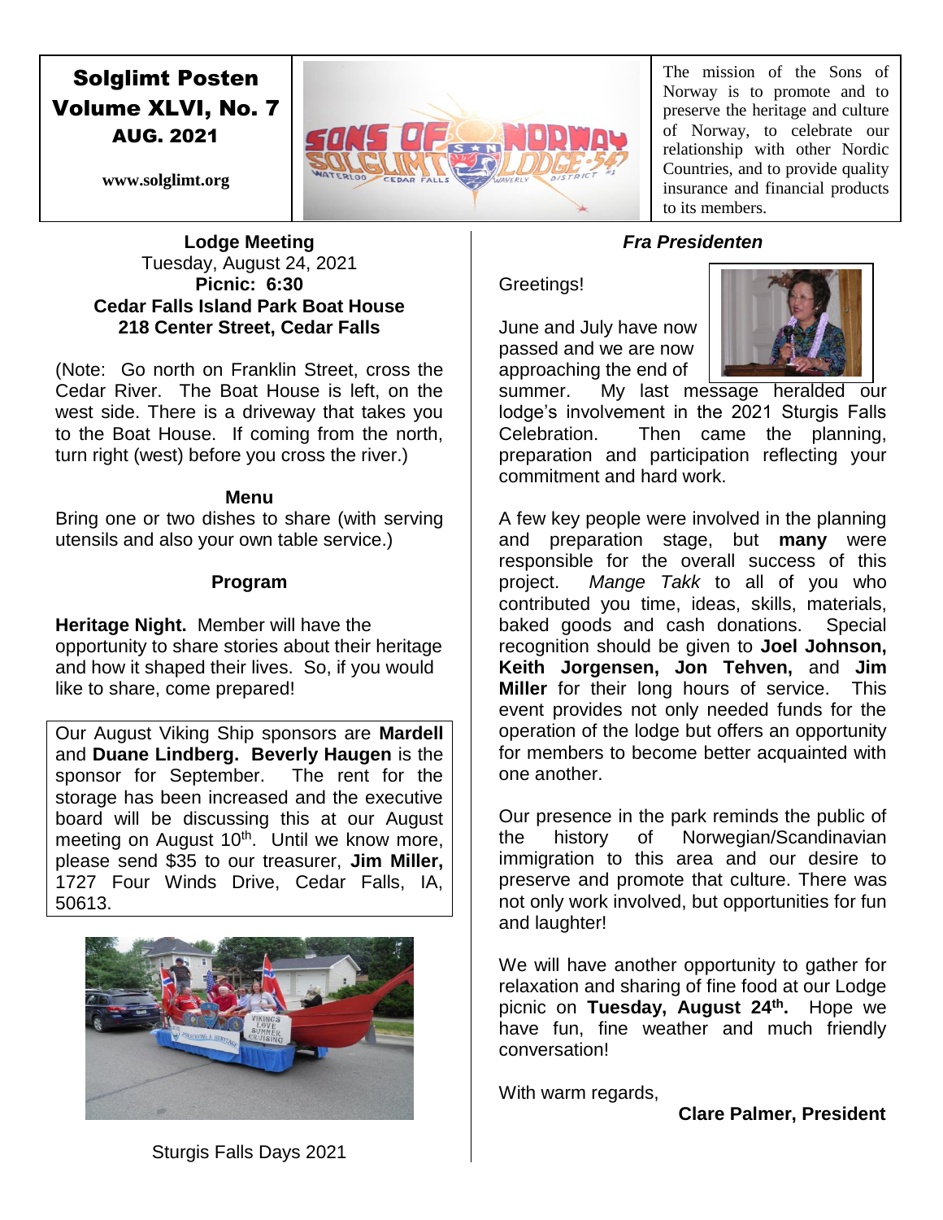# Solglimt Posten
## Volume XLVI, No. 7
### AUG. 2021

www.solglimt.org

The mission of the Sons of Norway is to promote and to preserve the heritage and culture of Norway, to celebrate our relationship with other Nordic Countries, and to provide quality insurance and financial products to its members.

**Lodge Meeting**
Tuesday, August 24, 2021
**Picnic: 6:30**
**Cedar Falls Island Park Boat House**
**218 Center Street, Cedar Falls**

(Note: Go north on Franklin Street, cross the Cedar River. The Boat House is left, on the west side. There is a driveway that takes you to the Boat House. If coming from the north, turn right (west) before you cross the river.)

**Menu**

Bring one or two dishes to share (with serving utensils and also your own table service.)

**Program**

**Heritage Night.** Member will have the opportunity to share stories about their heritage and how it shaped their lives. So, if you would like to share, come prepared!

Our August Viking Ship sponsors are **Mardell** and **Duane Lindberg. Beverly Haugen** is the sponsor for September. The rent for the storage has been increased and the executive board will be discussing this at our August meeting on August 10th. Until we know more, please send $35 to our treasurer, **Jim Miller,** 1727 Four Winds Drive, Cedar Falls, IA, 50613.

Sturgis Falls Days 2021

## *Fra Presidenten*

Greetings!

June and July have now passed and we are now approaching the end of summer. My last message heralded our lodge's involvement in the 2021 Sturgis Falls Celebration. Then came the planning, preparation and participation reflecting your commitment and hard work.

A few key people were involved in the planning and preparation stage, but **many** were responsible for the overall success of this project. *Mange Takk* to all of you who contributed you time, ideas, skills, materials, baked goods and cash donations. Special recognition should be given to **Joel Johnson, Keith Jorgensen, Jon Tehven,** and **Jim Miller** for their long hours of service. This event provides not only needed funds for the operation of the lodge but offers an opportunity for members to become better acquainted with one another.

Our presence in the park reminds the public of the history of Norwegian/Scandinavian immigration to this area and our desire to preserve and promote that culture. There was not only work involved, but opportunities for fun and laughter!

We will have another opportunity to gather for relaxation and sharing of fine food at our Lodge picnic on **Tuesday, August 24th.** Hope we have fun, fine weather and much friendly conversation!

With warm regards,

**Clare Palmer, President**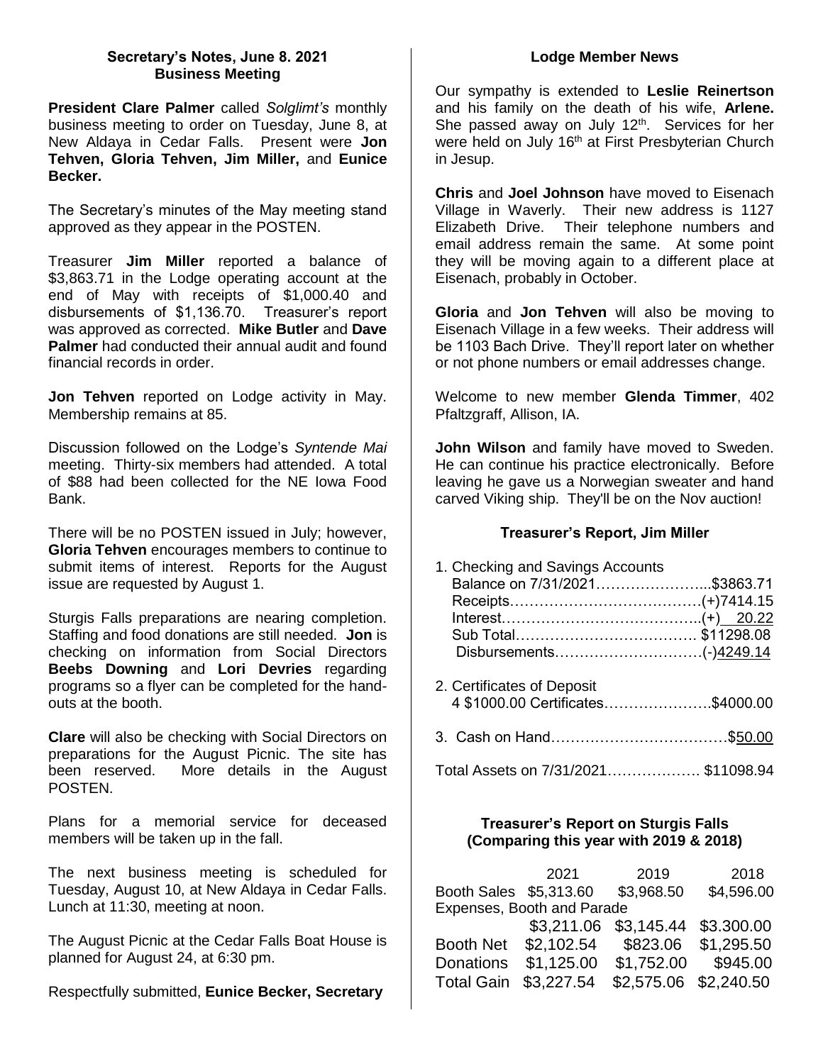### Secretary's Notes, June 8. 2021
### Business Meeting

**President Clare Palmer** called *Solglimt's* monthly business meeting to order on Tuesday, June 8, at New Aldaya in Cedar Falls. Present were **Jon Tehven, Gloria Tehven, Jim Miller,** and **Eunice Becker.**

The Secretary's minutes of the May meeting stand approved as they appear in the POSTEN.

Treasurer **Jim Miller** reported a balance of $3,863.71 in the Lodge operating account at the end of May with receipts of $1,000.40 and disbursements of $1,136.70. Treasurer's report was approved as corrected. **Mike Butler** and **Dave Palmer** had conducted their annual audit and found financial records in order.

**Jon Tehven** reported on Lodge activity in May. Membership remains at 85.

Discussion followed on the Lodge's *Syntende Mai* meeting. Thirty-six members had attended. A total of $88 had been collected for the NE Iowa Food Bank.

There will be no POSTEN issued in July; however, **Gloria Tehven** encourages members to continue to submit items of interest. Reports for the August issue are requested by August 1.

Sturgis Falls preparations are nearing completion. Staffing and food donations are still needed. **Jon** is checking on information from Social Directors **Beebs Downing** and **Lori Devries** regarding programs so a flyer can be completed for the hand-outs at the booth.

**Clare** will also be checking with Social Directors on preparations for the August Picnic. The site has been reserved. More details in the August POSTEN.

Plans for a memorial service for deceased members will be taken up in the fall.

The next business meeting is scheduled for Tuesday, August 10, at New Aldaya in Cedar Falls. Lunch at 11:30, meeting at noon.

The August Picnic at the Cedar Falls Boat House is planned for August 24, at 6:30 pm.

Respectfully submitted, **Eunice Becker, Secretary**

### Lodge Member News

Our sympathy is extended to **Leslie Reinertson** and his family on the death of his wife, **Arlene.** She passed away on July 12th. Services for her were held on July 16th at First Presbyterian Church in Jesup.

**Chris** and **Joel Johnson** have moved to Eisenach Village in Waverly. Their new address is 1127 Elizabeth Drive. Their telephone numbers and email address remain the same. At some point they will be moving again to a different place at Eisenach, probably in October.

**Gloria** and **Jon Tehven** will also be moving to Eisenach Village in a few weeks. Their address will be 1103 Bach Drive. They'll report later on whether or not phone numbers or email addresses change.

Welcome to new member **Glenda Timmer**, 402 Pfaltzgraff, Allison, IA.

**John Wilson** and family have moved to Sweden. He can continue his practice electronically. Before leaving he gave us a Norwegian sweater and hand carved Viking ship. They'll be on the Nov auction!

### Treasurer's Report, Jim Miller

1. Checking and Savings Accounts
   Balance on 7/31/2021.........................$3863.71
   Receipts.......................................(+)7414.15
   Interest.........................................(+) 20.22
   Sub Total..................................... $11298.08
   Disbursements..............................(-)4249.14

2. Certificates of Deposit
   4 $1000.00 Certificates........................$4000.00

3. Cash on Hand.....................................$50.00

Total Assets on 7/31/2021.................... $11098.94

### Treasurer's Report on Sturgis Falls
### (Comparing this year with 2019 & 2018)

| | 2021 | 2019 | 2018 |
|---|---|---|---|
| Booth Sales | $5,313.60 | $3,968.50 | $4,596.00 |
| Expenses, Booth and Parade | $3,211.06 | $3,145.44 | $3.300.00 |
| Booth Net | $2,102.54 | $823.06 | $1,295.50 |
| Donations | $1,125.00 | $1,752.00 | $945.00 |
| Total Gain | $3,227.54 | $2,575.06 | $2,240.50 |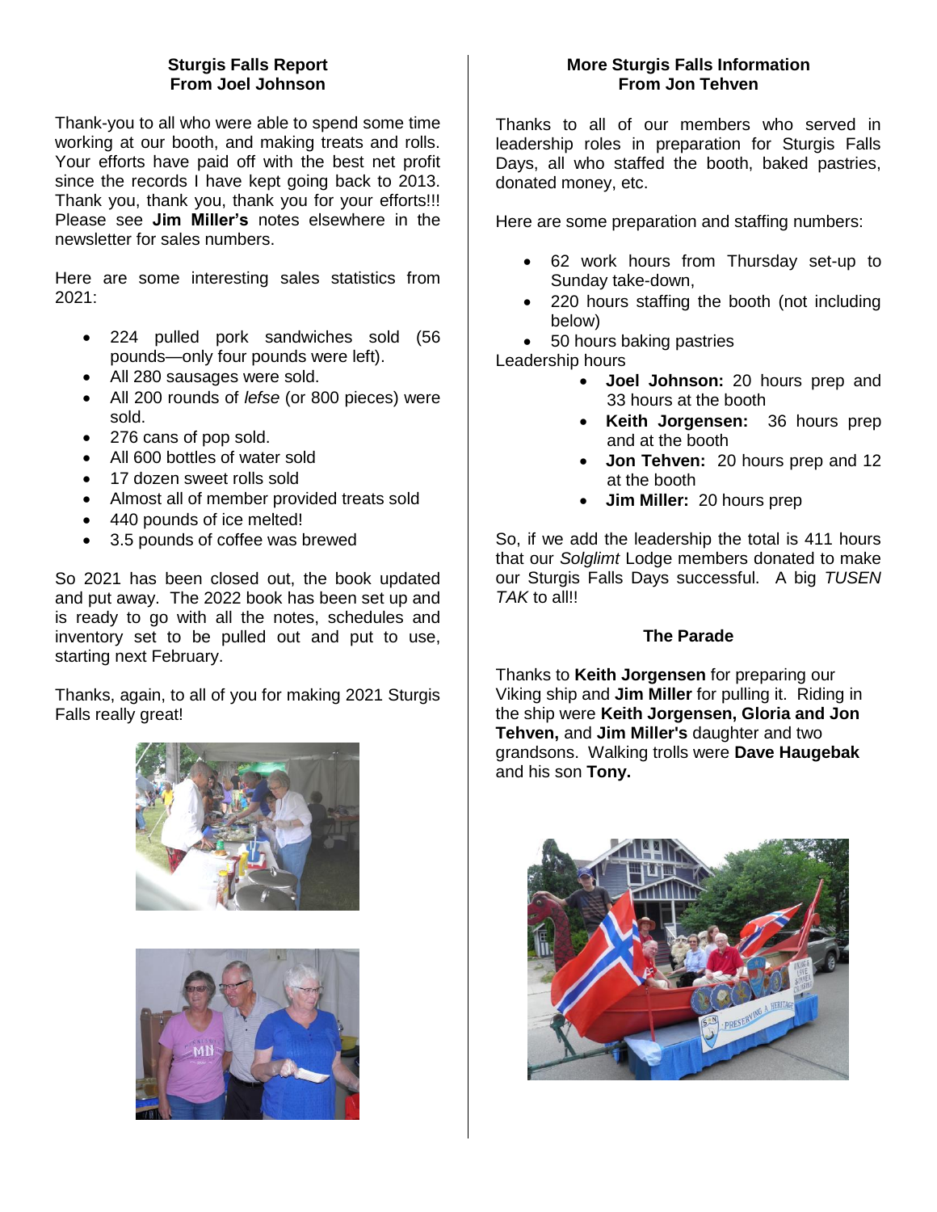## Sturgis Falls Report
### From Joel Johnson

Thank-you to all who were able to spend some time working at our booth, and making treats and rolls. Your efforts have paid off with the best net profit since the records I have kept going back to 2013. Thank you, thank you, thank you for your efforts!!! Please see **Jim Miller's** notes elsewhere in the newsletter for sales numbers.

Here are some interesting sales statistics from 2021:

- 224 pulled pork sandwiches sold (56 pounds—only four pounds were left).
- All 280 sausages were sold.
- All 200 rounds of *lefse* (or 800 pieces) were sold.
- 276 cans of pop sold.
- All 600 bottles of water sold
- 17 dozen sweet rolls sold
- Almost all of member provided treats sold
- 440 pounds of ice melted!
- 3.5 pounds of coffee was brewed

So 2021 has been closed out, the book updated and put away. The 2022 book has been set up and is ready to go with all the notes, schedules and inventory set to be pulled out and put to use, starting next February.

Thanks, again, to all of you for making 2021 Sturgis Falls really great!

## More Sturgis Falls Information
### From Jon Tehven

Thanks to all of our members who served in leadership roles in preparation for Sturgis Falls Days, all who staffed the booth, baked pastries, donated money, etc.

Here are some preparation and staffing numbers:

- 62 work hours from Thursday set-up to Sunday take-down,
- 220 hours staffing the booth (not including below)
- 50 hours baking pastries

Leadership hours

- **Joel Johnson:** 20 hours prep and 33 hours at the booth
- **Keith Jorgensen:** 36 hours prep and at the booth
- **Jon Tehven:** 20 hours prep and 12 at the booth
- **Jim Miller:** 20 hours prep

So, if we add the leadership the total is 411 hours that our *Solglimt* Lodge members donated to make our Sturgis Falls Days successful. A big *TUSEN TAK* to all!!

## The Parade

Thanks to **Keith Jorgensen** for preparing our Viking ship and **Jim Miller** for pulling it. Riding in the ship were **Keith Jorgensen, Gloria and Jon Tehven,** and **Jim Miller's** daughter and two grandsons. Walking trolls were **Dave Haugebak** and his son **Tony.**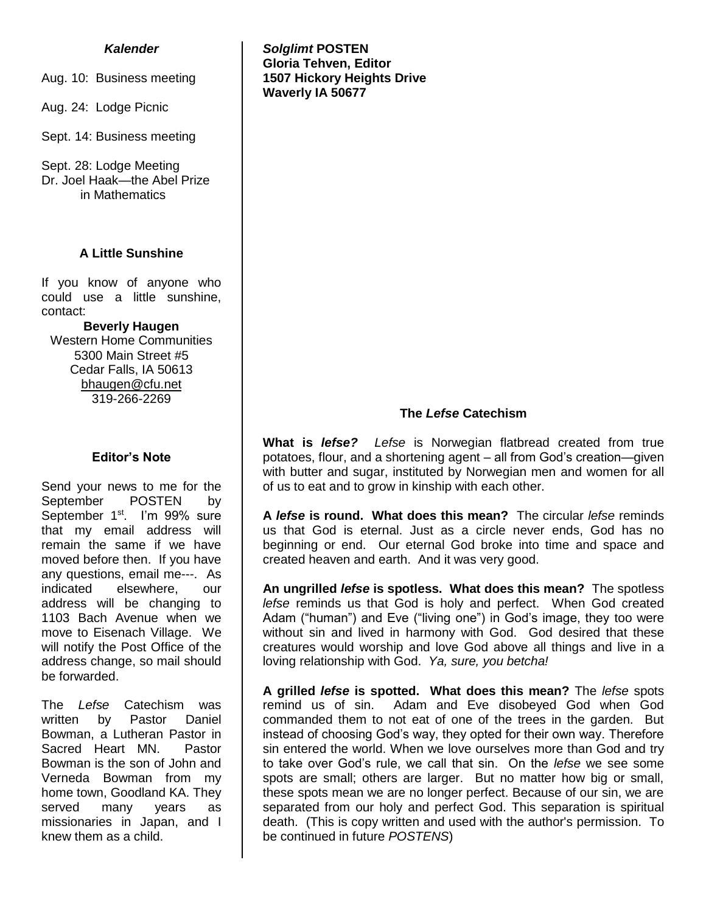### *Kalender*

Aug. 10: Business meeting

Aug. 24: Lodge Picnic

Sept. 14: Business meeting

Sept. 28: Lodge Meeting
Dr. Joel Haak—the Abel Prize in Mathematics

### A Little Sunshine

If you know of anyone who could use a little sunshine, contact:

**Beverly Haugen**
Western Home Communities
5300 Main Street #5
Cedar Falls, IA 50613
bhaugen@cfu.net
319-266-2269

### Editor's Note

Send your news to me for the September POSTEN by September 1st. I'm 99% sure that my email address will remain the same if we have moved before then. If you have any questions, email me---. As indicated elsewhere, our address will be changing to 1103 Bach Avenue when we move to Eisenach Village. We will notify the Post Office of the address change, so mail should be forwarded.

The *Lefse* Catechism was written by Pastor Daniel Bowman, a Lutheran Pastor in Sacred Heart MN. Pastor Bowman is the son of John and Verneda Bowman from my home town, Goodland KA. They served many years as missionaries in Japan, and I knew them as a child.

***Solglimt* POSTEN**
**Gloria Tehven, Editor**
**1507 Hickory Heights Drive**
**Waverly IA 50677**

### The *Lefse* Catechism

**What is *lefse?*** *Lefse* is Norwegian flatbread created from true potatoes, flour, and a shortening agent – all from God's creation—given with butter and sugar, instituted by Norwegian men and women for all of us to eat and to grow in kinship with each other.

**A *lefse* is round. What does this mean?** The circular *lefse* reminds us that God is eternal. Just as a circle never ends, God has no beginning or end. Our eternal God broke into time and space and created heaven and earth. And it was very good.

**An ungrilled *lefse* is spotless. What does this mean?** The spotless *lefse* reminds us that God is holy and perfect. When God created Adam ("human") and Eve ("living one") in God's image, they too were without sin and lived in harmony with God. God desired that these creatures would worship and love God above all things and live in a loving relationship with God. *Ya, sure, you betcha!*

**A grilled *lefse* is spotted. What does this mean?** The *lefse* spots remind us of sin. Adam and Eve disobeyed God when God commanded them to not eat of one of the trees in the garden. But instead of choosing God's way, they opted for their own way. Therefore sin entered the world. When we love ourselves more than God and try to take over God's rule, we call that sin. On the *lefse* we see some spots are small; others are larger. But no matter how big or small, these spots mean we are no longer perfect. Because of our sin, we are separated from our holy and perfect God. This separation is spiritual death. (This is copy written and used with the author's permission. To be continued in future *POSTENS*)